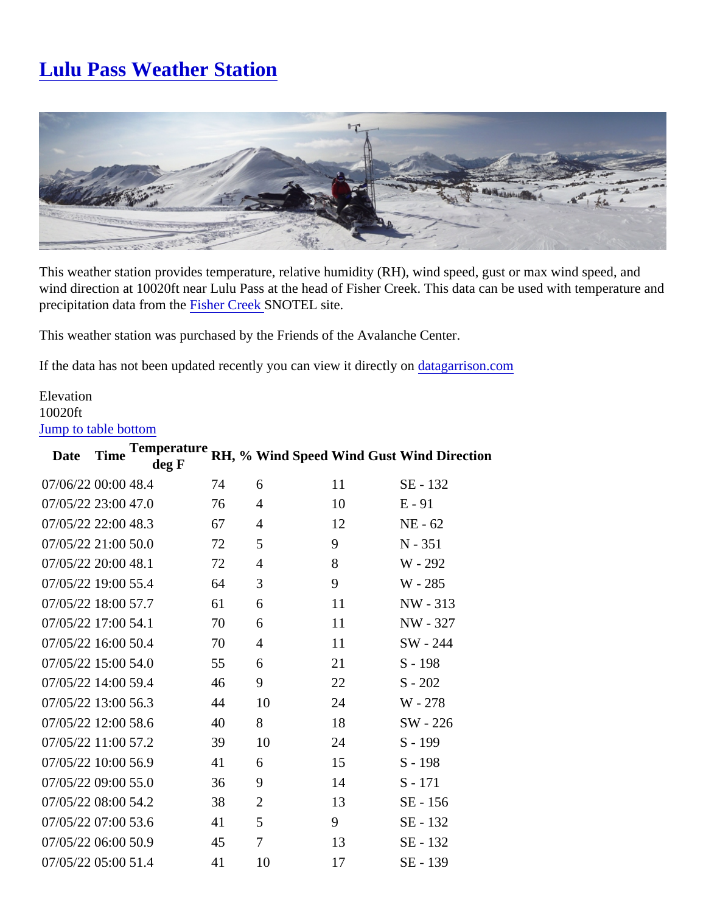# Lulu Pass Weather Station

This weather station provides temperature, relative humidity (RH), wind speed, gust or max wind speed, and wind direction at 10020ft near Lulu Pass at the head of Fisher Creek. This data can be used with temperature and precipitation data from the Fisher Creek SNOTEL site.

This weather station was purchased by the Friends of the Avalanche Center.

If the data has not been updated recently you can view it directly on datagarrison.com

Elevation
10020ft

Jump to table bottom

| Date | Time | Temperature deg F | RH, % | Wind Speed | Wind Gust | Wind Direction |
|---|---|---|---|---|---|---|
| 07/06/22 | 00:00 | 48.4 | 74 | 6 | 11 | SE - 132 |
| 07/05/22 | 23:00 | 47.0 | 76 | 4 | 10 | E - 91 |
| 07/05/22 | 22:00 | 48.3 | 67 | 4 | 12 | NE - 62 |
| 07/05/22 | 21:00 | 50.0 | 72 | 5 | 9 | N - 351 |
| 07/05/22 | 20:00 | 48.1 | 72 | 4 | 8 | W - 292 |
| 07/05/22 | 19:00 | 55.4 | 64 | 3 | 9 | W - 285 |
| 07/05/22 | 18:00 | 57.7 | 61 | 6 | 11 | NW - 313 |
| 07/05/22 | 17:00 | 54.1 | 70 | 6 | 11 | NW - 327 |
| 07/05/22 | 16:00 | 50.4 | 70 | 4 | 11 | SW - 244 |
| 07/05/22 | 15:00 | 54.0 | 55 | 6 | 21 | S - 198 |
| 07/05/22 | 14:00 | 59.4 | 46 | 9 | 22 | S - 202 |
| 07/05/22 | 13:00 | 56.3 | 44 | 10 | 24 | W - 278 |
| 07/05/22 | 12:00 | 58.6 | 40 | 8 | 18 | SW - 226 |
| 07/05/22 | 11:00 | 57.2 | 39 | 10 | 24 | S - 199 |
| 07/05/22 | 10:00 | 56.9 | 41 | 6 | 15 | S - 198 |
| 07/05/22 | 09:00 | 55.0 | 36 | 9 | 14 | S - 171 |
| 07/05/22 | 08:00 | 54.2 | 38 | 2 | 13 | SE - 156 |
| 07/05/22 | 07:00 | 53.6 | 41 | 5 | 9 | SE - 132 |
| 07/05/22 | 06:00 | 50.9 | 45 | 7 | 13 | SE - 132 |
| 07/05/22 | 05:00 | 51.4 | 41 | 10 | 17 | SE - 139 |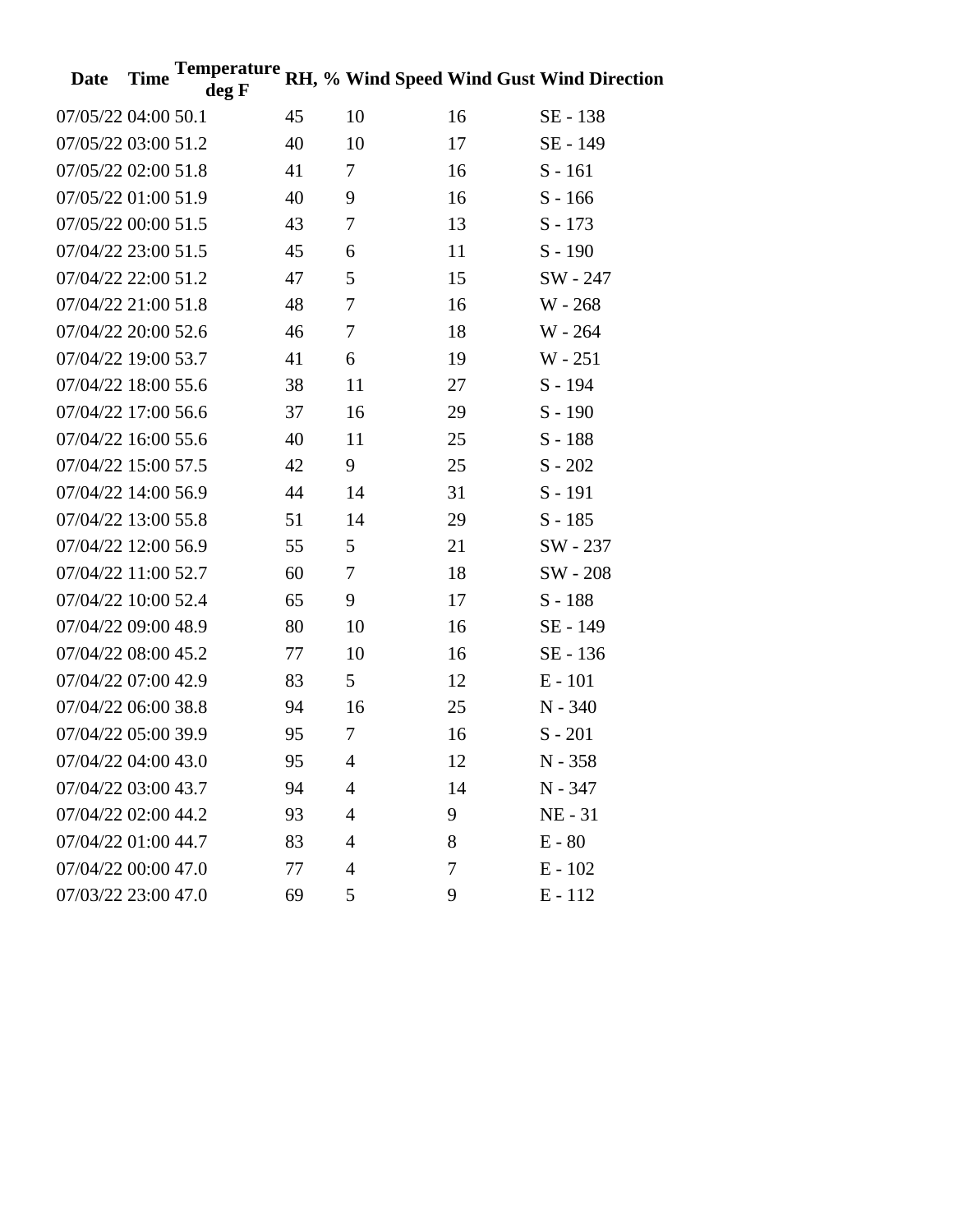| Date | Time | Temperature deg F | RH, % | Wind Speed | Wind Gust | Wind Direction |
|---|---|---|---|---|---|---|
| 07/05/22 | 04:00 | 50.1 | 45 | 10 | 16 | SE - 138 |
| 07/05/22 | 03:00 | 51.2 | 40 | 10 | 17 | SE - 149 |
| 07/05/22 | 02:00 | 51.8 | 41 | 7 | 16 | S - 161 |
| 07/05/22 | 01:00 | 51.9 | 40 | 9 | 16 | S - 166 |
| 07/05/22 | 00:00 | 51.5 | 43 | 7 | 13 | S - 173 |
| 07/04/22 | 23:00 | 51.5 | 45 | 6 | 11 | S - 190 |
| 07/04/22 | 22:00 | 51.2 | 47 | 5 | 15 | SW - 247 |
| 07/04/22 | 21:00 | 51.8 | 48 | 7 | 16 | W - 268 |
| 07/04/22 | 20:00 | 52.6 | 46 | 7 | 18 | W - 264 |
| 07/04/22 | 19:00 | 53.7 | 41 | 6 | 19 | W - 251 |
| 07/04/22 | 18:00 | 55.6 | 38 | 11 | 27 | S - 194 |
| 07/04/22 | 17:00 | 56.6 | 37 | 16 | 29 | S - 190 |
| 07/04/22 | 16:00 | 55.6 | 40 | 11 | 25 | S - 188 |
| 07/04/22 | 15:00 | 57.5 | 42 | 9 | 25 | S - 202 |
| 07/04/22 | 14:00 | 56.9 | 44 | 14 | 31 | S - 191 |
| 07/04/22 | 13:00 | 55.8 | 51 | 14 | 29 | S - 185 |
| 07/04/22 | 12:00 | 56.9 | 55 | 5 | 21 | SW - 237 |
| 07/04/22 | 11:00 | 52.7 | 60 | 7 | 18 | SW - 208 |
| 07/04/22 | 10:00 | 52.4 | 65 | 9 | 17 | S - 188 |
| 07/04/22 | 09:00 | 48.9 | 80 | 10 | 16 | SE - 149 |
| 07/04/22 | 08:00 | 45.2 | 77 | 10 | 16 | SE - 136 |
| 07/04/22 | 07:00 | 42.9 | 83 | 5 | 12 | E - 101 |
| 07/04/22 | 06:00 | 38.8 | 94 | 16 | 25 | N - 340 |
| 07/04/22 | 05:00 | 39.9 | 95 | 7 | 16 | S - 201 |
| 07/04/22 | 04:00 | 43.0 | 95 | 4 | 12 | N - 358 |
| 07/04/22 | 03:00 | 43.7 | 94 | 4 | 14 | N - 347 |
| 07/04/22 | 02:00 | 44.2 | 93 | 4 | 9 | NE - 31 |
| 07/04/22 | 01:00 | 44.7 | 83 | 4 | 8 | E - 80 |
| 07/04/22 | 00:00 | 47.0 | 77 | 4 | 7 | E - 102 |
| 07/03/22 | 23:00 | 47.0 | 69 | 5 | 9 | E - 112 |